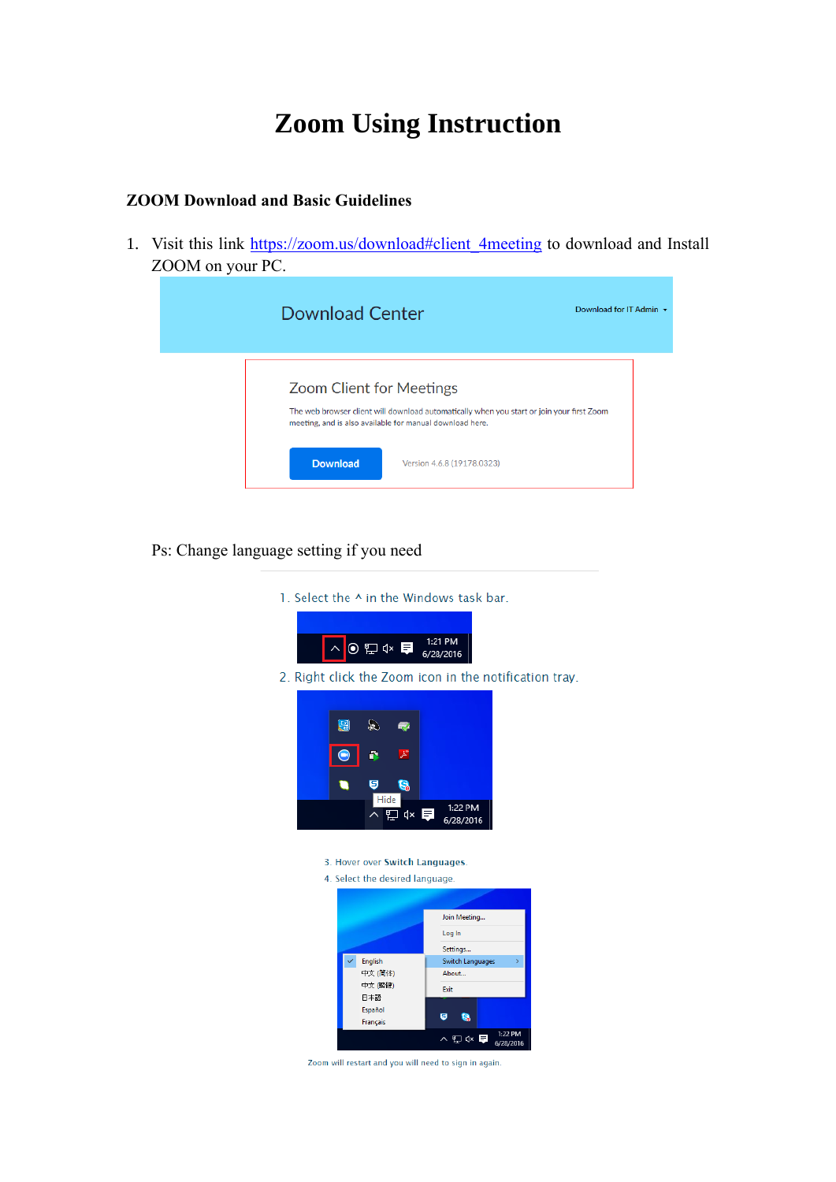# Zoom Using Instruction

## ZOOM Download and Basic Guidelines

1. Visit this link [https://zoom.us/download#client_4meeting](https://zoom.us/download#client_4meeting) to download and Install ZOOM on your PC.

Download Center

Download for IT Admin

Zoom Client for Meetings

The web browser client will download automatically when you start or join your first Zoom meeting, and is also available for manual download here.

Download

Version 4.6.8 (19178.0323)

Ps: Change language setting if you need

1. Select the ^ in the Windows task bar.

2. Right click the Zoom icon in the notification tray.

3. Hover over **Switch Languages**.
4. Select the desired language.

Zoom will restart and you will need to sign in again.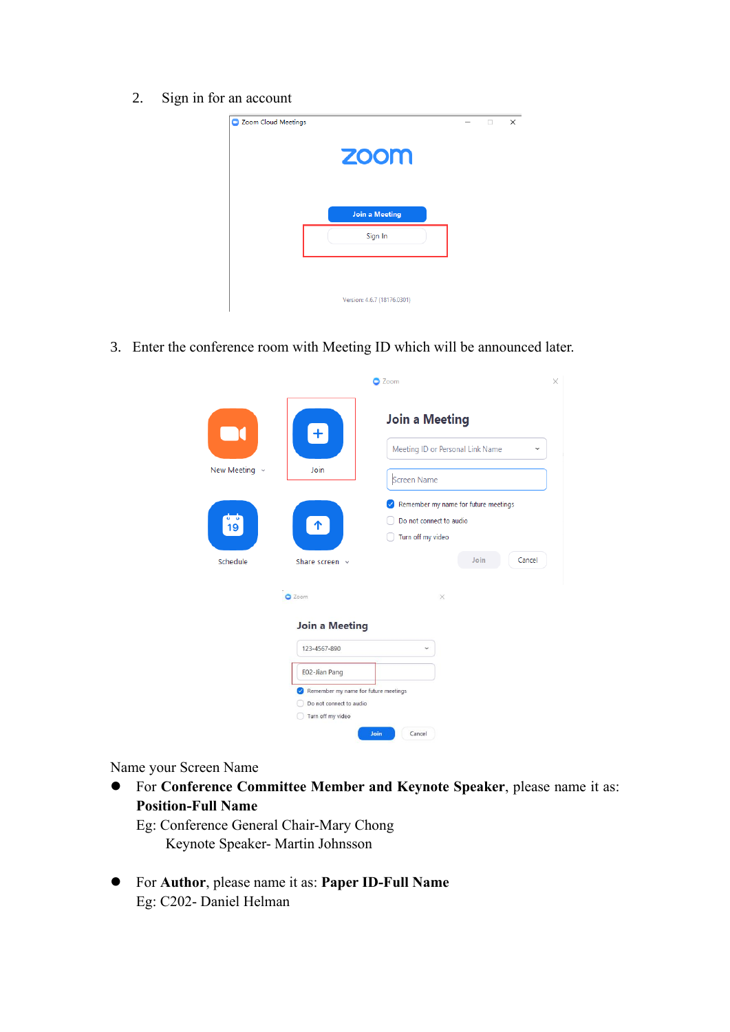2. Sign in for an account

3. Enter the conference room with Meeting ID which will be announced later.

Name your Screen Name

- For **Conference Committee Member and Keynote Speaker**, please name it as: **Position-Full Name**
  Eg: Conference General Chair-Mary Chong
  Keynote Speaker- Martin Johnsson

- For **Author**, please name it as: **Paper ID-Full Name**
  Eg: C202- Daniel Helman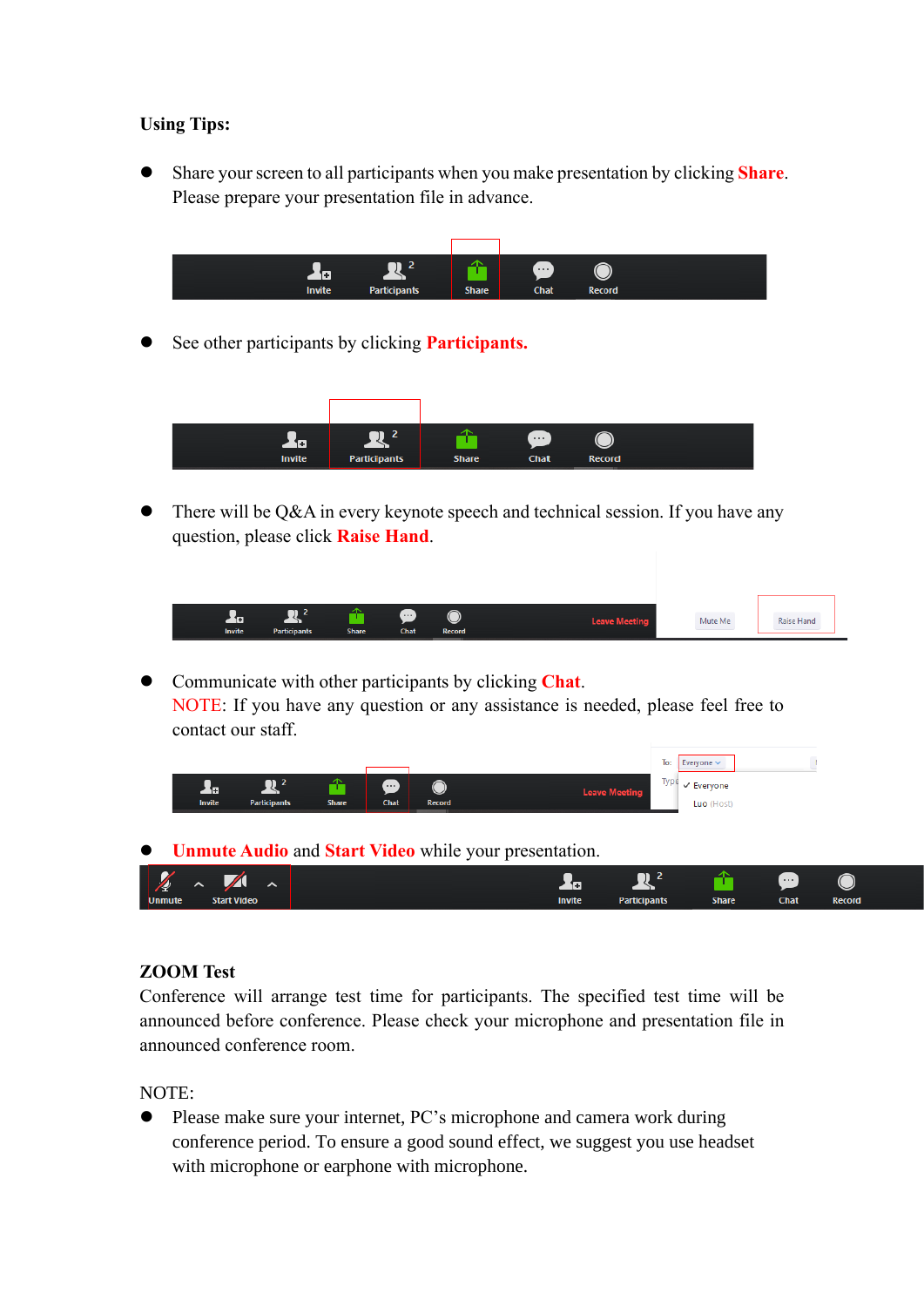**Using Tips:**

- Share your screen to all participants when you make presentation by clicking **Share**. Please prepare your presentation file in advance.

- See other participants by clicking **Participants.**

- There will be Q&A in every keynote speech and technical session. If you have any question, please click **Raise Hand**.

- Communicate with other participants by clicking **Chat**.
  NOTE: If you have any question or any assistance is needed, please feel free to contact our staff.

- **Unmute Audio** and **Start Video** while your presentation.

**ZOOM Test**

Conference will arrange test time for participants. The specified test time will be announced before conference. Please check your microphone and presentation file in announced conference room.

NOTE:

- Please make sure your internet, PC's microphone and camera work during conference period. To ensure a good sound effect, we suggest you use headset with microphone or earphone with microphone.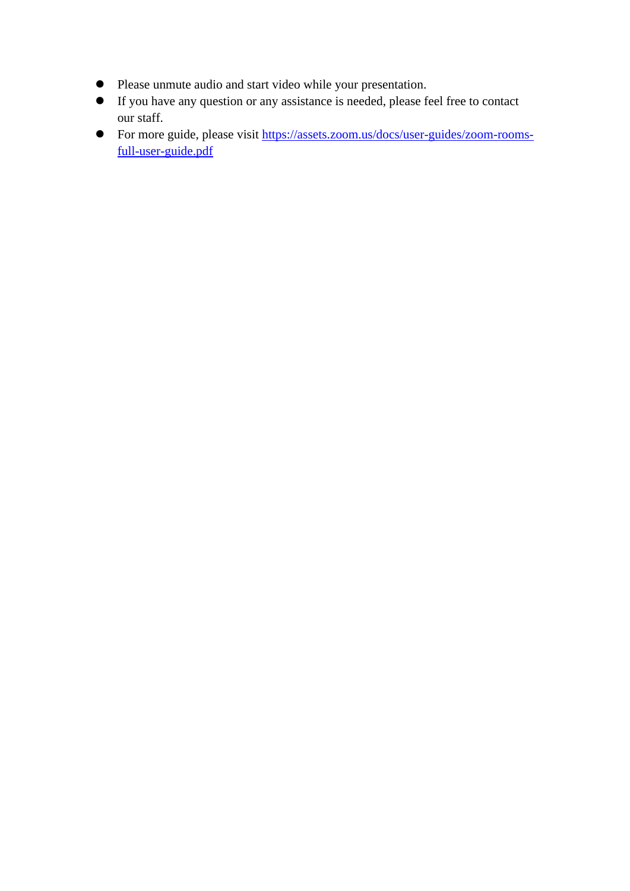- Please unmute audio and start video while your presentation.
- If you have any question or any assistance is needed, please feel free to contact our staff.
- For more guide, please visit [https://assets.zoom.us/docs/user-guides/zoom-rooms-full-user-guide.pdf](https://assets.zoom.us/docs/user-guides/zoom-rooms-full-user-guide.pdf)